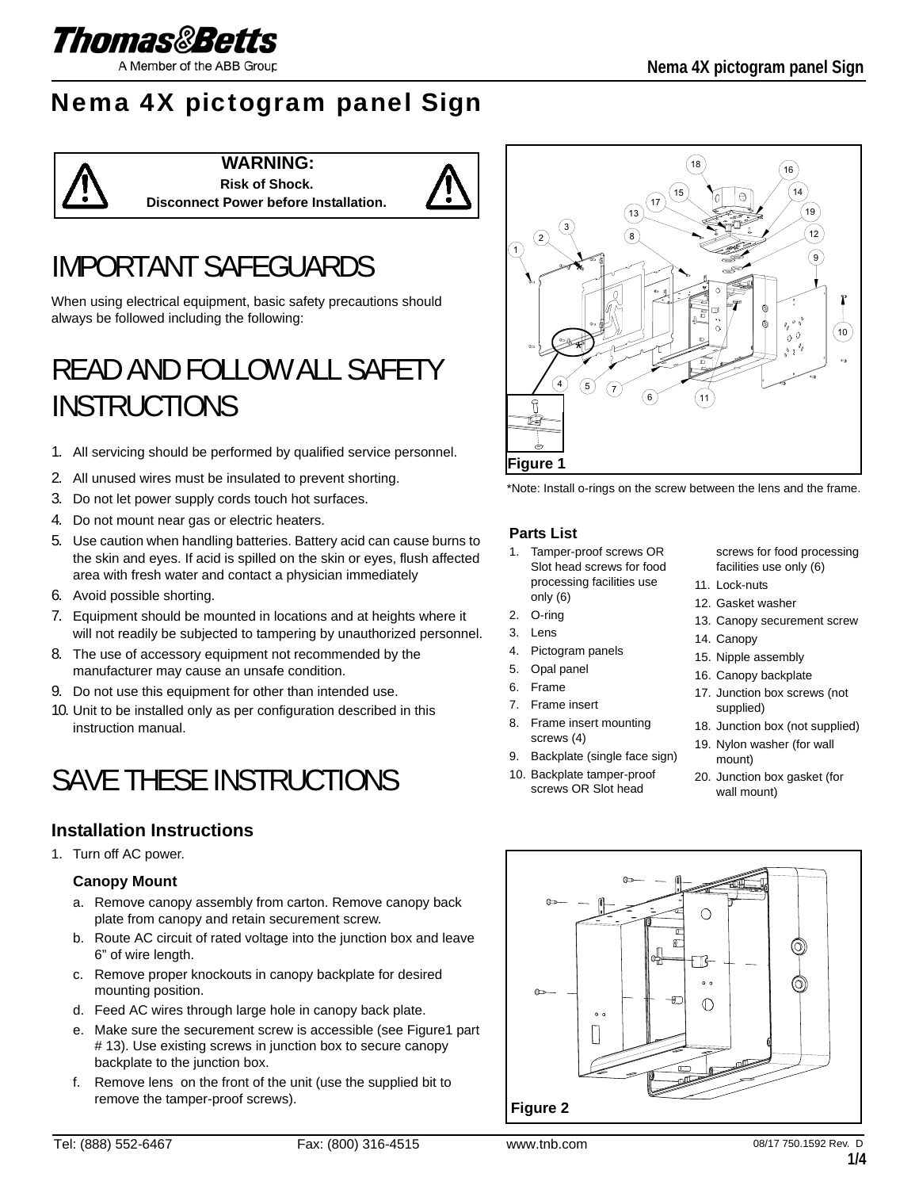Thomas&Betts
A Member of the ABB Group

# Nema 4X pictogram panel Sign

**WARNING:**
**Risk of Shock.**
**Disconnect Power before Installation.**

# IMPORTANT SAFEGUARDS

When using electrical equipment, basic safety precautions should always be followed including the following:

# READ AND FOLLOW ALL SAFETY INSTRUCTIONS

1. All servicing should be performed by qualified service personnel.
2. All unused wires must be insulated to prevent shorting.
3. Do not let power supply cords touch hot surfaces.
4. Do not mount near gas or electric heaters.
5. Use caution when handling batteries. Battery acid can cause burns to the skin and eyes. If acid is spilled on the skin or eyes, flush affected area with fresh water and contact a physician immediately
6. Avoid possible shorting.
7. Equipment should be mounted in locations and at heights where it will not readily be subjected to tampering by unauthorized personnel.
8. The use of accessory equipment not recommended by the manufacturer may cause an unsafe condition.
9. Do not use this equipment for other than intended use.
10. Unit to be installed only as per configuration described in this instruction manual.

# SAVE THESE INSTRUCTIONS

Figure 1

*Note: Install o-rings on the screw between the lens and the frame.

### Parts List

1. Tamper-proof screws OR Slot head screws for food processing facilities use only (6)
2. O-ring
3. Lens
4. Pictogram panels
5. Opal panel
6. Frame
7. Frame insert
8. Frame insert mounting screws (4)
9. Backplate (single face sign)
10. Backplate tamper-proof screws OR Slot head screws for food processing facilities use only (6)
11. Lock-nuts
12. Gasket washer
13. Canopy securement screw
14. Canopy
15. Nipple assembly
16. Canopy backplate
17. Junction box screws (not supplied)
18. Junction box (not supplied)
19. Nylon washer (for wall mount)
20. Junction box gasket (for wall mount)

## Installation Instructions

1. Turn off AC power.

### Canopy Mount

a. Remove canopy assembly from carton. Remove canopy back plate from canopy and retain securement screw.
b. Route AC circuit of rated voltage into the junction box and leave 6" of wire length.
c. Remove proper knockouts in canopy backplate for desired mounting position.
d. Feed AC wires through large hole in canopy back plate.
e. Make sure the securement screw is accessible (see Figure1 part # 13). Use existing screws in junction box to secure canopy backplate to the junction box.
f. Remove lens on the front of the unit (use the supplied bit to remove the tamper-proof screws).

Figure 2

Tel: (888) 552-6467 Fax: (800) 316-4515 www.tnb.com 08/17 750.1592 Rev. D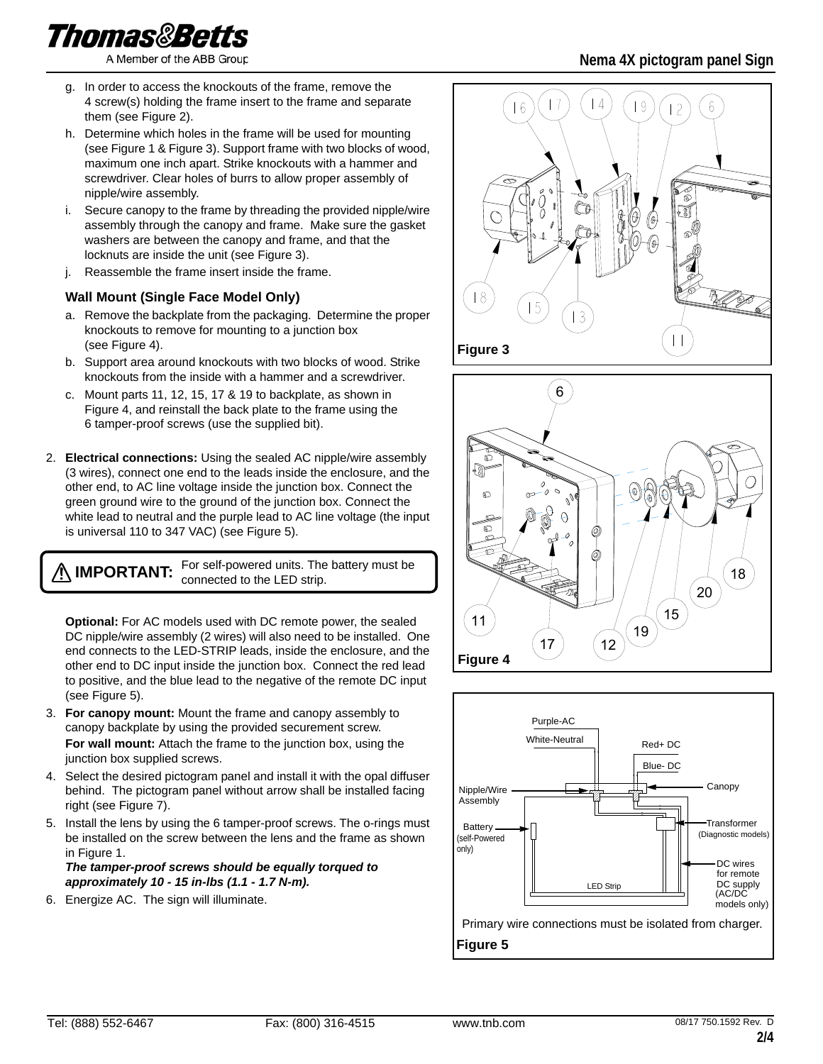g. In order to access the knockouts of the frame, remove the 4 screw(s) holding the frame insert to the frame and separate them (see Figure 2).
h. Determine which holes in the frame will be used for mounting (see Figure 1 & Figure 3). Support frame with two blocks of wood, maximum one inch apart. Strike knockouts with a hammer and screwdriver. Clear holes of burrs to allow proper assembly of nipple/wire assembly.
i. Secure canopy to the frame by threading the provided nipple/wire assembly through the canopy and frame. Make sure the gasket washers are between the canopy and frame, and that the locknuts are inside the unit (see Figure 3).
j. Reassemble the frame insert inside the frame.

### Wall Mount (Single Face Model Only)

a. Remove the backplate from the packaging. Determine the proper knockouts to remove for mounting to a junction box (see Figure 4).
b. Support area around knockouts with two blocks of wood. Strike knockouts from the inside with a hammer and a screwdriver.
c. Mount parts 11, 12, 15, 17 & 19 to backplate, as shown in Figure 4, and reinstall the back plate to the frame using the 6 tamper-proof screws (use the supplied bit).

2. **Electrical connections:** Using the sealed AC nipple/wire assembly (3 wires), connect one end to the leads inside the enclosure, and the other end, to AC line voltage inside the junction box. Connect the green ground wire to the ground of the junction box. Connect the white lead to neutral and the purple lead to AC line voltage (the input is universal 110 to 347 VAC) (see Figure 5).

> ⚠ **IMPORTANT:** For self-powered units. The battery must be connected to the LED strip.

**Optional:** For AC models used with DC remote power, the sealed DC nipple/wire assembly (2 wires) will also need to be installed. One end connects to the LED-STRIP leads, inside the enclosure, and the other end to DC input inside the junction box. Connect the red lead to positive, and the blue lead to the negative of the remote DC input (see Figure 5).

3. **For canopy mount:** Mount the frame and canopy assembly to canopy backplate by using the provided securement screw.
   **For wall mount:** Attach the frame to the junction box, using the junction box supplied screws.
4. Select the desired pictogram panel and install it with the opal diffuser behind. The pictogram panel without arrow shall be installed facing right (see Figure 7).
5. Install the lens by using the 6 tamper-proof screws. The o-rings must be installed on the screw between the lens and the frame as shown in Figure 1.
   ***The tamper-proof screws should be equally torqued to approximately 10 - 15 in-lbs (1.1 - 1.7 N-m).***
6. Energize AC. The sign will illuminate.

16 17 14 19 12 6 18 15 13 11

**Figure 3**

6 18 20 15 11 19 17 12

**Figure 4**

Purple-AC, White-Neutral, Red+ DC, Blue- DC, Canopy, Nipple/Wire Assembly, Transformer (Diagnostic models), Battery (self-Powered only), DC wires for remote DC supply (AC/DC models only), LED Strip

Primary wire connections must be isolated from charger.

**Figure 5**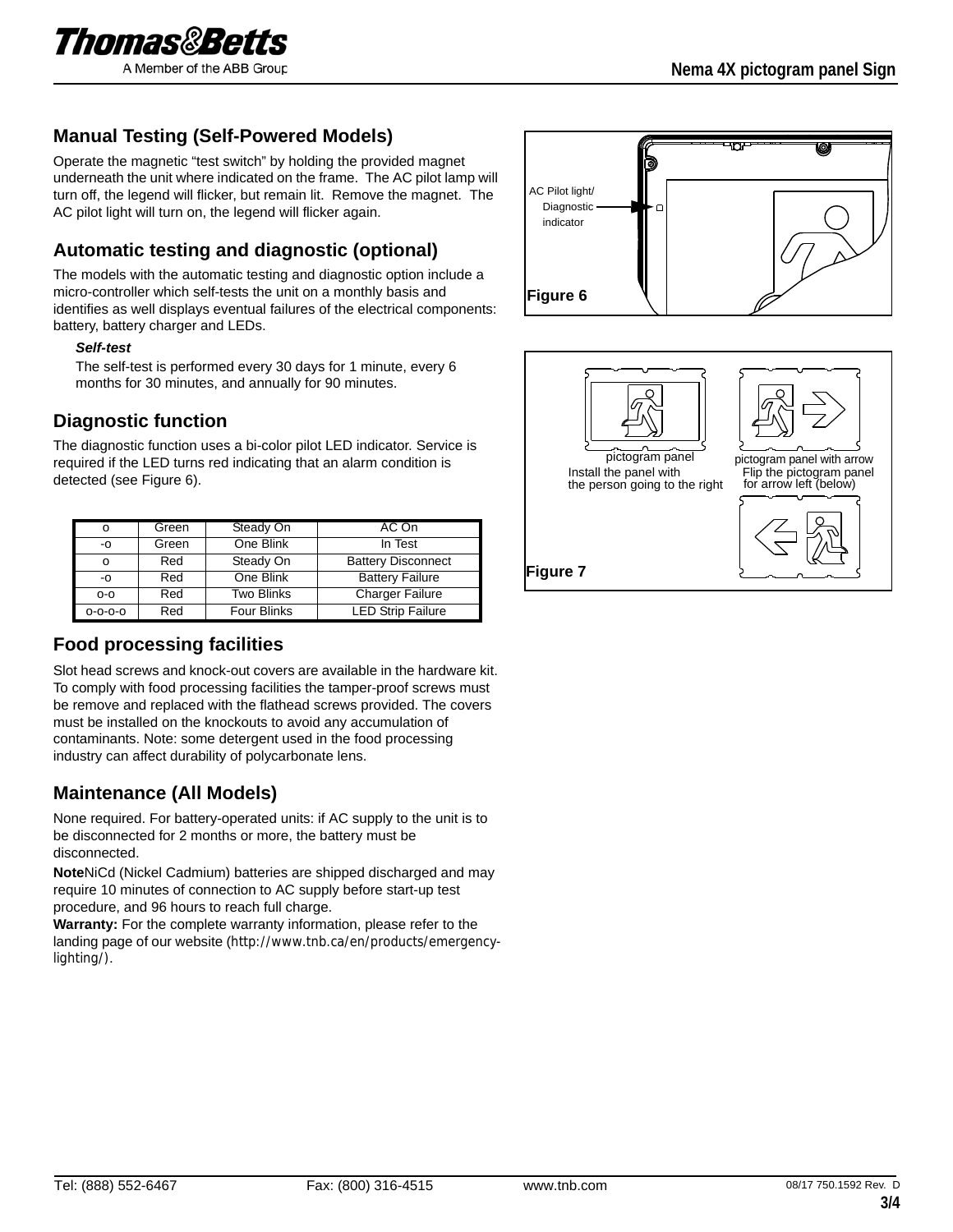## Manual Testing (Self-Powered Models)

Operate the magnetic "test switch" by holding the provided magnet underneath the unit where indicated on the frame. The AC pilot lamp will turn off, the legend will flicker, but remain lit. Remove the magnet. The AC pilot light will turn on, the legend will flicker again.

## Automatic testing and diagnostic (optional)

The models with the automatic testing and diagnostic option include a micro-controller which self-tests the unit on a monthly basis and identifies as well displays eventual failures of the electrical components: battery, battery charger and LEDs.

***Self-test***

The self-test is performed every 30 days for 1 minute, every 6 months for 30 minutes, and annually for 90 minutes.

## Diagnostic function

The diagnostic function uses a bi-color pilot LED indicator. Service is required if the LED turns red indicating that an alarm condition is detected (see Figure 6).

| o | Green | Steady On | AC On |
|---|---|---|---|
| -o | Green | One Blink | In Test |
| o | Red | Steady On | Battery Disconnect |
| -o | Red | One Blink | Battery Failure |
| o-o | Red | Two Blinks | Charger Failure |
| o-o-o-o | Red | Four Blinks | LED Strip Failure |

AC Pilot light/ Diagnostic indicator

**Figure 6**

pictogram panel
Install the panel with the person going to the right

pictogram panel with arrow
Flip the pictogram panel for arrow left (below)

**Figure 7**

## Food processing facilities

Slot head screws and knock-out covers are available in the hardware kit. To comply with food processing facilities the tamper-proof screws must be remove and replaced with the flathead screws provided. The covers must be installed on the knockouts to avoid any accumulation of contaminants. Note: some detergent used in the food processing industry can affect durability of polycarbonate lens.

## Maintenance (All Models)

None required. For battery-operated units: if AC supply to the unit is to be disconnected for 2 months or more, the battery must be disconnected.

**Note**NiCd (Nickel Cadmium) batteries are shipped discharged and may require 10 minutes of connection to AC supply before start-up test procedure, and 96 hours to reach full charge.

**Warranty:** For the complete warranty information, please refer to the landing page of our website (http://www.tnb.ca/en/products/emergency-lighting/).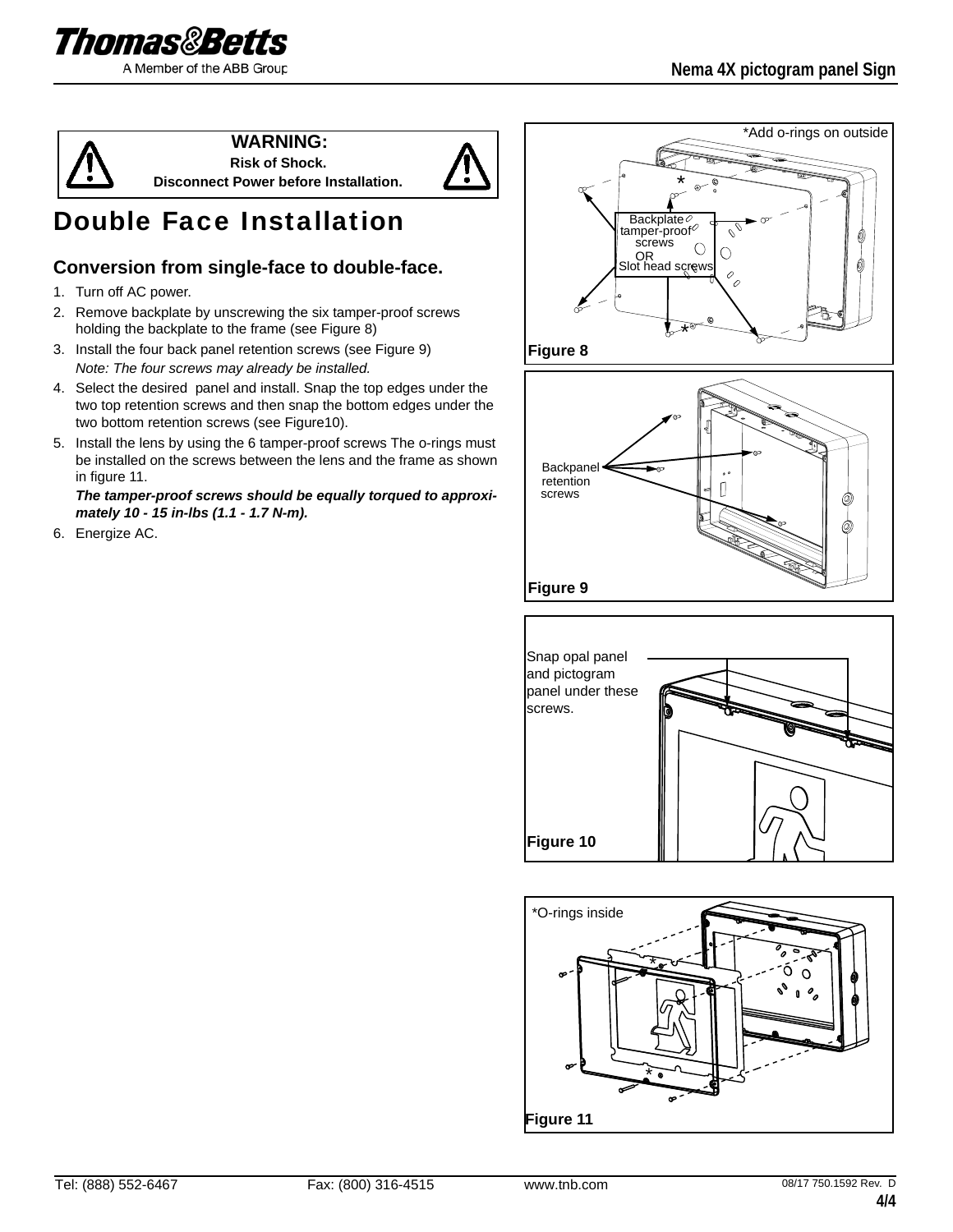**WARNING:**
**Risk of Shock.**
**Disconnect Power before Installation.**

# Double Face Installation

### Conversion from single-face to double-face.

1. Turn off AC power.
2. Remove backplate by unscrewing the six tamper-proof screws holding the backplate to the frame (see Figure 8)
3. Install the four back panel retention screws (see Figure 9)
   *Note: The four screws may already be installed.*
4. Select the desired panel and install. Snap the top edges under the two top retention screws and then snap the bottom edges under the two bottom retention screws (see Figure10).
5. Install the lens by using the 6 tamper-proof screws The o-rings must be installed on the screws between the lens and the frame as shown in figure 11.
   ***The tamper-proof screws should be equally torqued to approximately 10 - 15 in-lbs (1.1 - 1.7 N-m).***
6. Energize AC.

*Add o-rings on outside

Backplate tamper-proof screws OR Slot head screws

**Figure 8**

Backpanel retention screws

**Figure 9**

Snap opal panel and pictogram panel under these screws.

**Figure 10**

*O-rings inside

**Figure 11**

Tel: (888) 552-6467 Fax: (800) 316-4515 www.tnb.com 08/17 750.1592 Rev. D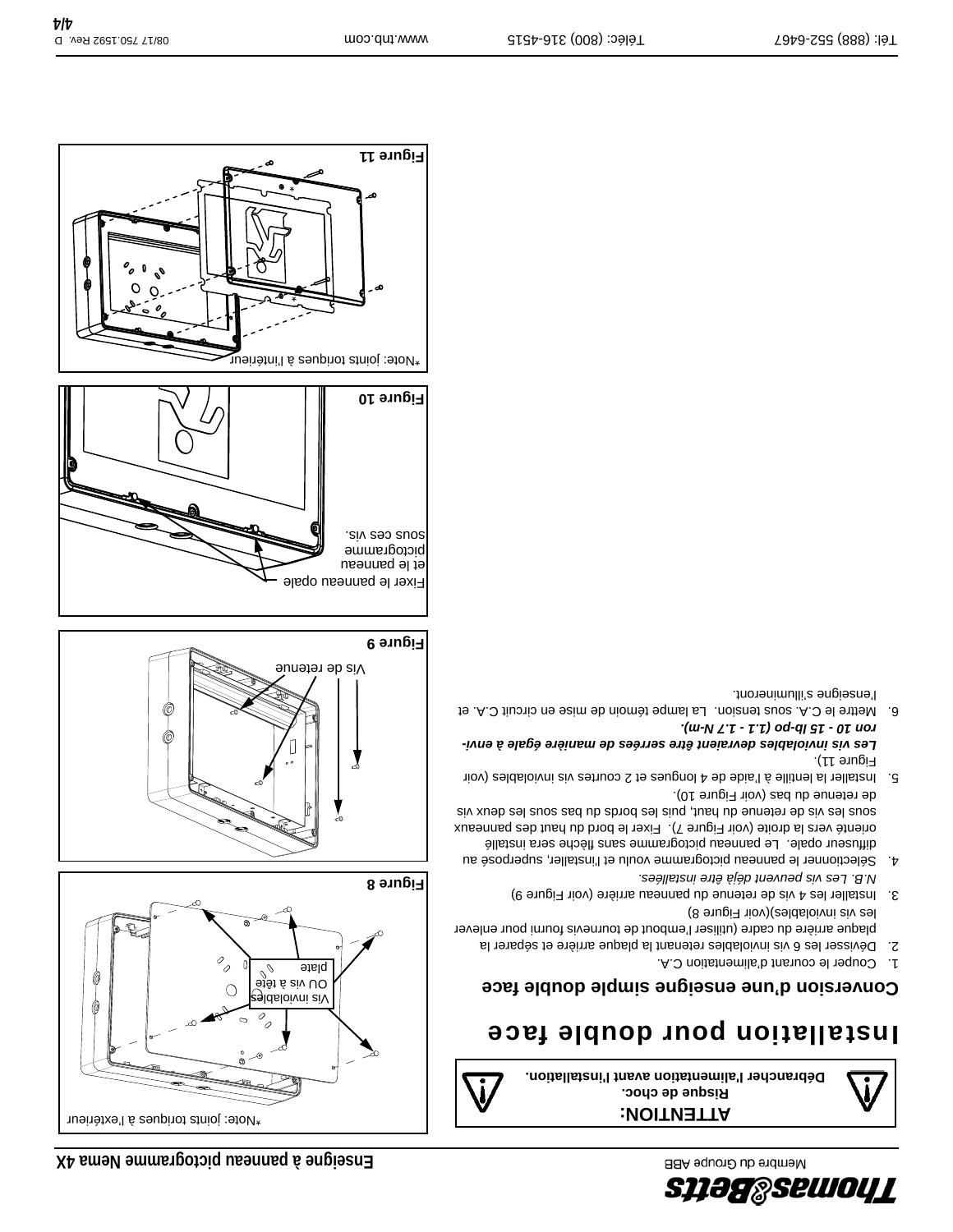Enseigne à panneau pictogramme Nema 4X

**ATTENTION:**
**Risque de choc.**
**Débrancher l'alimentation avant l'installation.**

# Installation pour double face

## Conversion d'une enseigne simple double face

1. Couper le courant d'alimentation C.A.
2. Dévisser les 6 vis inviolables retenant la plaque arrière et séparer la plaque arrière du cadre (utiliser l'embout de tournevis fourni pour enlever les vis inviolables)(voir Figure 8)
3. Installer les 4 vis de retenue du panneau arrière (voir Figure 9)
   *N.B. Les vis peuvent déjà être installées.*
4. Sélectionner le panneau pictogramme voulu et l'installer, superposé au diffuseur opale. Le panneau pictogramme sans flèche sera installé orienté vers la droite (voir Figure 7). Fixer le bord du haut des panneaux sous les vis de retenue du haut, puis les bords du bas sous les deux vis de retenue du bas (voir Figure 10).
5. Installer la lentille à l'aide de 4 longues et 2 courtes vis inviolables (voir Figure 11).
   ***Les vis inviolables devraient être serrées de manière égale à environ 10 - 15 lb-po (1.1 - 1.7 N-m).***
6. Mettre le C.A. sous tension. La lampe témoin de mise en circuit C.A. et l'enseigne s'illumineront.

*Note: joints toriques à l'extérieur

Vis inviolables OU vis à tête plate

**Figure 8**

Vis de retenue

**Figure 9**

Fixer le panneau opale et le panneau pictogramme sous ces vis.

**Figure 10**

*Note: joints toriques à l'intérieur

**Figure 11**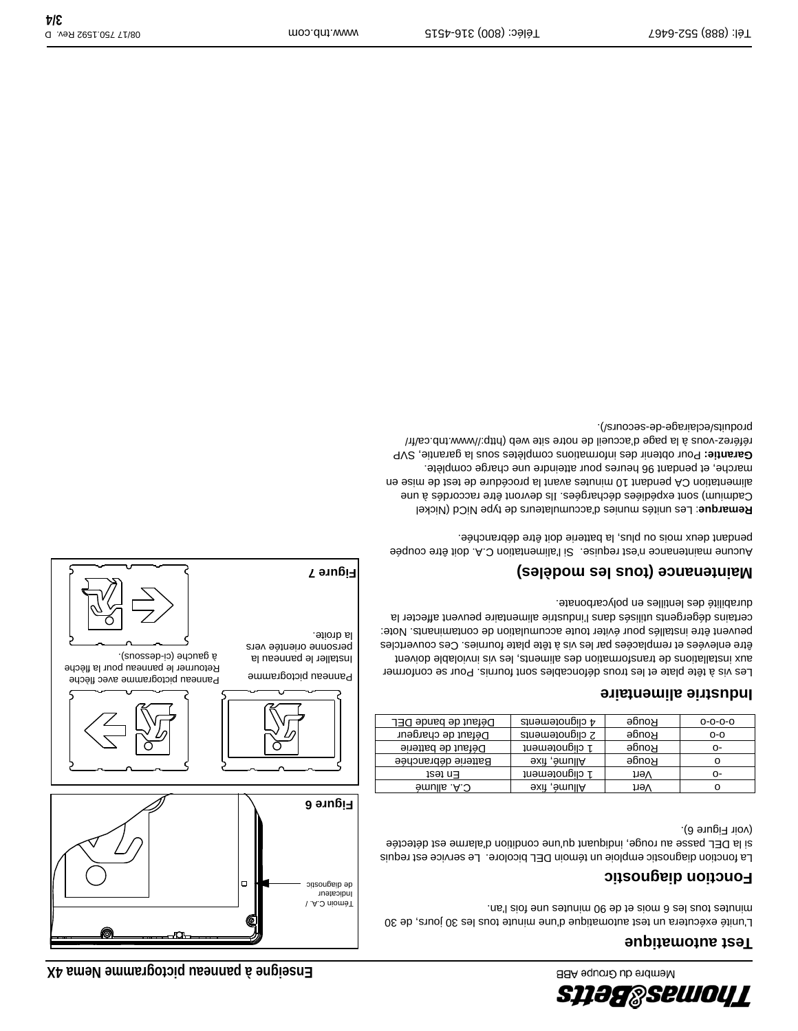# Enseigne à panneau pictogramme Nema 4X

Membre du Groupe ABB

## Test automatique

L'unité exécutera un test automatique d'une minute tous les 30 jours, de 30 minutes tous les 6 mois et de 90 minutes une fois l'an.

## Fonction diagnostic

La fonction diagnostic emploie un témoin DEL bicolore. Le service est requis si la DEL passe au rouge, indiquant qu'une condition d'alarme est détectée (voir Figure 6).

| | | | |
|---|---|---|---|
| o | Vert | Allumé, fixe | C.A. allumé |
| -o | Vert | 1 clignotement | En test |
| o | Rouge | Allumé, fixe | Batterie débranchée |
| -o | Rouge | 1 clignotement | Défaut de batterie |
| o-o | Rouge | 2 clignotements | Défaut de chargeur |
| o-o-o-o | Rouge | 4 clignotements | Défaut de bande DEL |

## Industrie alimentaire

Les vis à tête plate et les trous défonçables sont fournis. Pour se conformer aux installations de transformation des aliments, les vis inviolable doivent être enlevées et remplacées par les vis à tête plate fournies. Ces couvercles peuvent être installés pour éviter toute accumulation de contaminants. Note: certains dégergents utilisés dans l'industrie alimentaire peuvent affecter la durabilité des lentilles en polycarbonate.

## Maintenance (tous les modèles)

Aucune maintenance n'est requise. Si l'alimentation C.A. doit être coupée pendant deux mois ou plus, la batterie doit être débranchée.

**Remarque**: Les unités munies d'accumulateurs de type NiCd (Nickel Cadmium) sont expédiées déchargées. Ils devront être raccordés à une alimentation CA pendant 10 minutes avant la procédure de test de mise en marche, et pendant 96 heures pour atteindre une charge complète.

**Garantie:** Pour obtenir des informations complètes sous la garantie, SVP référez-vous à la page d'accueil de notre site web (http://www.tnb.ca/fr/produits/eclairage-de-secours/).

Témoin C.A. / Indicateur de diagnostic

**Figure 6**

Panneau pictogramme

Panneau pictogramme avec flèche Retourner le panneau pour la flèche à gauche (ci-dessous).

Installer le panneau la personne orientée vers la droite.

**Figure 7**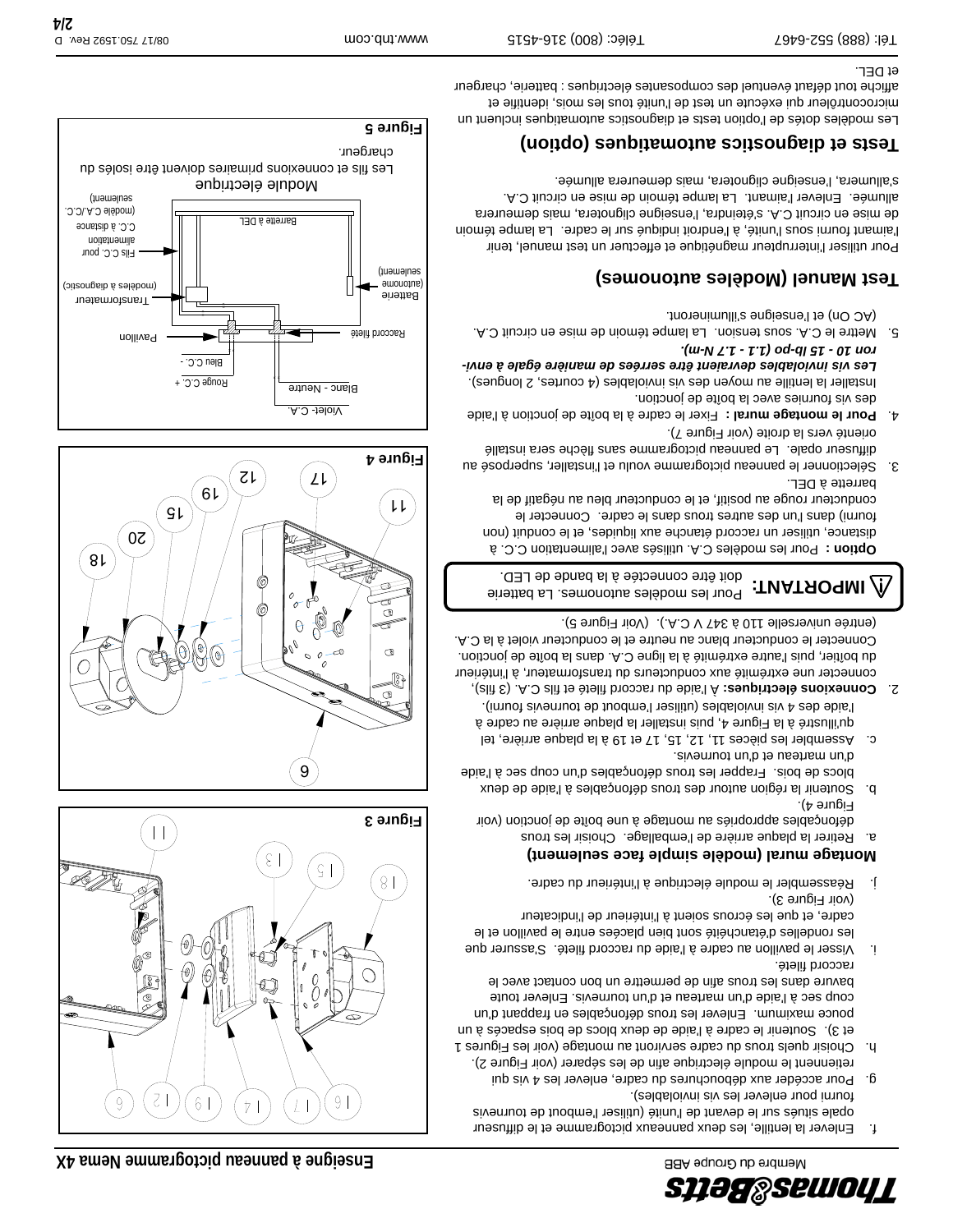# Enseigne à panneau pictogramme Nema 4X

f. Enlever la lentille, les deux panneaux pictogramme et le diffuseur opale situés sur le devant de l'unité (utiliser l'embout de tournevis fourni pour enlever les vis inviolables).

g. Pour accéder aux débouchures du cadre, enlever les 4 vis qui retiennent le module électrique afin de les séparer (voir Figure 2).

h. Choisir quels trous du cadre serviront au montage (voir les Figures 1 et 3). Soutenir le cadre à l'aide de deux blocs de bois espacés d'un pouce maximum. Enlever les trous defonçables en frappant d'un coup sec à l'aide d'un marteau et d'un tournevis. Enlever toute bavure dans les trous afin de permettre un bon contact avec le raccord fileté.

i. Visser le pavillon au cadre à l'aide du raccord fileté. S'assurer que les rondelles d'étanchéité sont bien placées entre le pavillon et le cadre, et que les écrous soient à l'intérieur de l'indicateur (voir Figure 3).

j. Réassembler le module électrique à l'intérieur du cadre.

**Montage mural (modèle simple face seulement)**

a. Retirer la plaque arrière de l'emballage. Choisir les trous defonçables appropriés au montage à une boîte de jonction (voir Figure 4).

b. Soutenir la région autour des trous defonçables d'un coup sec à l'aide de deux blocs de bois. Frapper les trous defonçables d'un coup sec à l'aide d'un marteau et d'un tournevis.

c. Assembler les pièces 11, 12, 15, 17 et 19 à la plaque arrière, tel qu'illustré à la Figure 4, puis installer la plaque arrière au cadre à l'aide des 4 vis inviolables (utiliser l'embout de tournevis fourni).

2. **Connexions électriques:** À l'aide du raccord fileté et fils C.A. (3 fils), connecter une extrémité aux conducteurs du transformateur, à l'intérieur du boîtier, puis l'autre extrémité à la ligne C.A. dans la boîte de jonction. Connecter le conducteur blanc au neutre et le conducteur violet à la C.A. (entrée universelle 110 à 347 V C.A.). (Voir Figure 5).

> **IMPORTANT:** Pour les modèles autonomes. La batterie doit être connectée à la bande de LED.

**Option :** Pour les modèles C.A. utilisés avec l'alimentation C.C. à distance, utiliser un raccord étanche aux liquides, et le conduit (non fourni) dans l'un des autres trous dans le cadre. Connecter le conducteur rouge au positif, et le conducteur bleu au négatif de la barrette à DEL.

3. Sélectionner le panneau pictogramme voulu et l'installer, superposé au diffuseur opale. Le panneau pictogramme sans flèche sera installé orienté vers la droite (voir Figure 7).

4. **Pour le montage mural :** Fixer le cadre à la boîte de jonction à l'aide des vis fournies avec la boîte de jonction.
Installer la lentille au moyen des vis inviolables (4 courtes, 2 longues). ***Les vis inviolables devraient être serrées de manière égale à environ 10 - 15 lb-po (1.1 - 1.7 N-m).***

5. Mettre le C.A. sous tension. La lampe témoin de mise en circuit C.A. (AC On) et l'enseigne s'illumineront.

## Test Manuel (Modèles autonomes)

Pour utiliser l'interrupteur magnétique et effectuer un test manuel, tenir l'aimant fourni sous l'unité, à l'endroit indiqué sur le cadre. La lampe témoin de mise en circuit C.A. s'éteindra, l'enseigne clignotera, mais demeurera allumée. Enlever l'aimant. La lampe témoin de mise en circuit C.A. s'allumera, l'enseigne clignotera, mais demeurera allumée.

## Tests et diagnostics automatiques (option)

Les modèles dotés de l'option tests et diagnostics automatiques incluent un microcontrôleur qui exécute un test de l'unité tous les mois, identifie et affiche tout défaut éventuel des composantes électriques : batterie, chargeur et DEL.

Figure 3

Figure 4

Module électrique

Les fils et connexions primaires doivent être isolés du chargeur.

Figure 5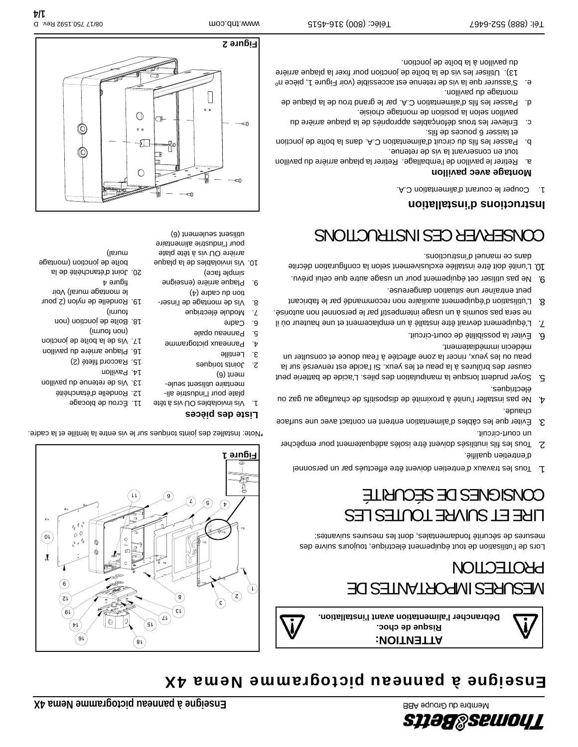**Thomas&Betts**

Membre du Groupe ABB

**Enseigne à panneau pictogramme Nema 4X**

# Enseigne à panneau pictogramme Nema 4X

**ATTENTION:**
**Risque de choc.**
**Débrancher l'alimentation avant l'installation.**

# MESURES IMPORTANTES DE PROTECTION

Lors de l'utilisation de tout équipement électrique, toujours suivre des mesures de sécurité fondamentales, dont les mesures suivantes:

# LIRE ET SUIVRE TOUTES LES CONSIGNES DE SÉCURITÉ

1. Tous les travaux d'entretien doivent être effectués par un personnel d'entretien qualifié.
2. Tous les fils inutilisés doivent être isolés adéquatement pour empêcher un court-circuit.
3. Éviter que les câbles d'alimentation entrent en contact avec une surface chaude.
4. Ne pas installer l'unité à proximité de dispositifs de chauffage au gaz ou électriques.
5. Soyer prudent lorsque la manipulation des piles. L'acide de batterie peut causer des brûlures à la peau et les yeux. Si l'acide est renversé sur la peau ou les yeux, rincer la zone affectée à l'eau douce et consulter un médecin immédiatement.
6. Éviter la possibilité de court-circuit.
7. L'équipement devrait être installé à un emplacement et une hauteur où il ne sera pas soumis à un usage intempestif par le personnel non autorisé.
8. L'utilisation d'équipement auxiliaire non recommandé par le fabricant peut entraîner une situation dangereuse.
9. Ne pas utiliser cet équipement pour un usage autre que celui prévu.
10. L'unité doit être installée exclusivement selon la configuration décrite dans ce manuel d'instructions.

# CONSERVER CES INSTRUCTIONS

## Instructions d'installation

1. Couper le courant d'alimentation C.A.

**Montage avec pavillon**

a. Retirer le pavillon de l'emballage. Retirer la plaque arrière du pavillon tout en conservant la vis de retenue.
b. Passer les fils du circuit d'alimentation C.A. dans la boîte de jonction et laisser 6 pouces de fils.
c. Enlever les trous défonçables appropriés de la plaque arrière du pavillon selon la position de montage choisie.
d. Passer les fils d'alimentation C.A. par le grand trou de la plaque de montage du pavillon.
e. S'assurer que la vis de retenue est accessible (voir Figure 1, pièce nº 13). Utiliser les vis de la boîte de jonction pour fixer la plaque arrière du pavillon à la boîte de jonction.

Figure 1

*Note: Installez des joints toriques sur le vis entre la lentille et la cadre.

## Liste des pièces

1. Vis inviolables OU vis à tête plate pour l'industrie alimentaire utilisent seulement (6)
2. Joints toriques
3. Lentille
4. Panneaux pictogramme
5. Panneau opale
6. Cadre
7. Module électrique
8. Vis de montage de l'insertion du cadre (4)
9. Plaque arrière (enseigne simple face)
10. Vis inviolables de la plaque arrière OU vis à tête plate pour l'industrie alimentaire utilisent seulement (6)
11. Écrou de blocage
12. Rondelle d'étanchéité
13. Vis de retenue du pavillon
14. Pavillon
15. Raccord fileté (2)
16. Plaque arrière du pavillon
17. Vis de la boîte de jonction (non fourni)
18. Boîte de jonction (non fourni)
19. Rondelle de nylon (2 pour le montage mural) Voir figure 4
20. Joint d'étanchéité de la boîte de jonction (montage mural)

Figure 2

Tél: (888) 552-6467 Téléc: (800) 316-4515 www.tnb.com 08/17 750.1592 Rev. D